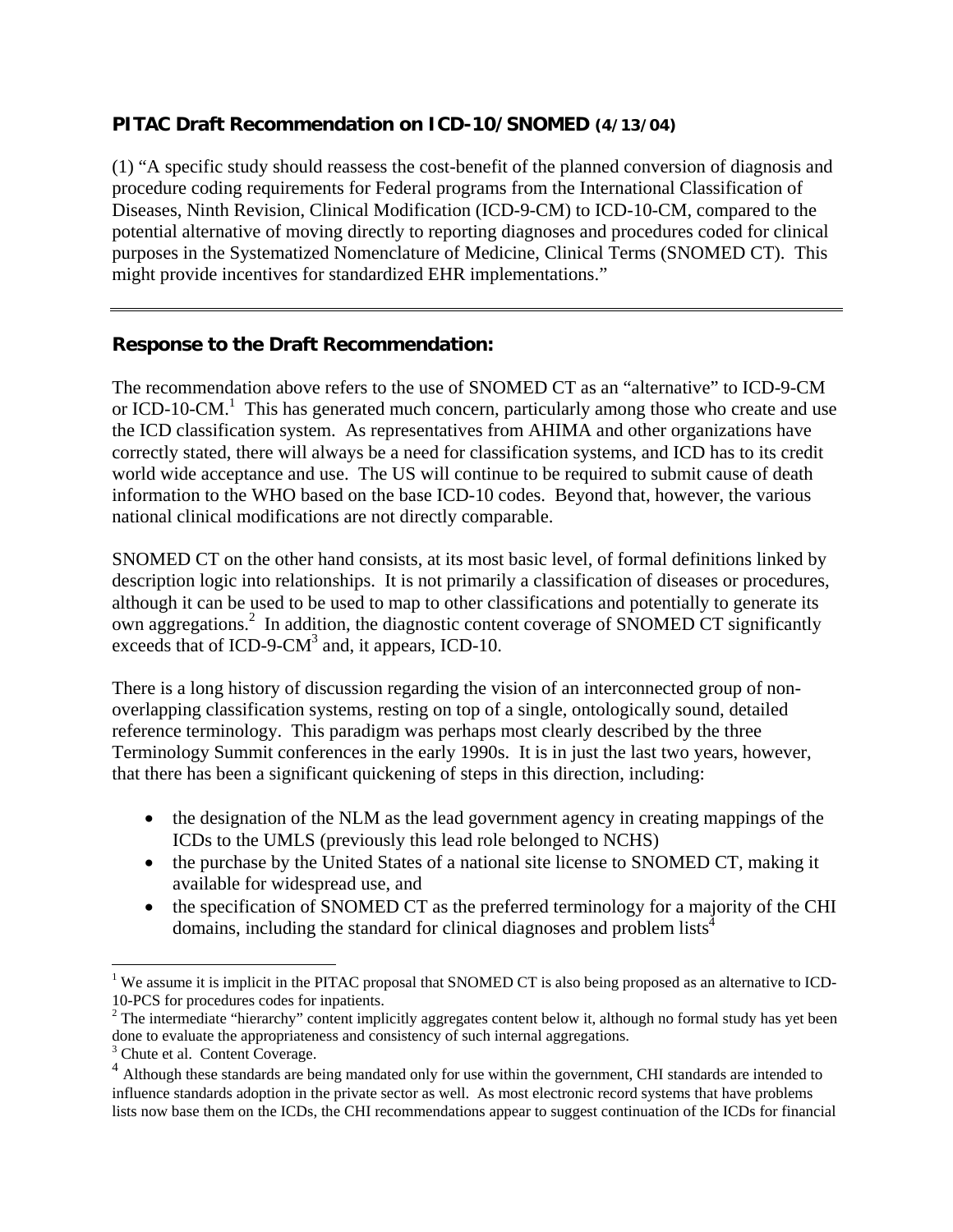### PITAC Draft Recommendation on ICD-10/SNOMED (4/13/04)

(1) "A specific study should reassess the cost-benefit of the planned conversion of diagnosis and procedure coding requirements for Federal programs from the International Classification of Diseases, Ninth Revision, Clinical Modification (ICD-9-CM) to ICD-10-CM, compared to the potential alternative of moving directly to reporting diagnoses and procedures coded for clinical purposes in the Systematized Nomenclature of Medicine, Clinical Terms (SNOMED CT). This might provide incentives for standardized EHR implementations."

---

### Response to the Draft Recommendation:

The recommendation above refers to the use of SNOMED CT as an "alternative" to ICD-9-CM or ICD-10-CM.[1] This has generated much concern, particularly among those who create and use the ICD classification system. As representatives from AHIMA and other organizations have correctly stated, there will always be a need for classification systems, and ICD has to its credit world wide acceptance and use. The US will continue to be required to submit cause of death information to the WHO based on the base ICD-10 codes. Beyond that, however, the various national clinical modifications are not directly comparable.

SNOMED CT on the other hand consists, at its most basic level, of formal definitions linked by description logic into relationships. It is not primarily a classification of diseases or procedures, although it can be used to be used to map to other classifications and potentially to generate its own aggregations.[2] In addition, the diagnostic content coverage of SNOMED CT significantly exceeds that of ICD-9-CM[3] and, it appears, ICD-10.

There is a long history of discussion regarding the vision of an interconnected group of non-overlapping classification systems, resting on top of a single, ontologically sound, detailed reference terminology. This paradigm was perhaps most clearly described by the three Terminology Summit conferences in the early 1990s. It is in just the last two years, however, that there has been a significant quickening of steps in this direction, including:

- the designation of the NLM as the lead government agency in creating mappings of the ICDs to the UMLS (previously this lead role belonged to NCHS)
- the purchase by the United States of a national site license to SNOMED CT, making it available for widespread use, and
- the specification of SNOMED CT as the preferred terminology for a majority of the CHI domains, including the standard for clinical diagnoses and problem lists[4]

---

[1] We assume it is implicit in the PITAC proposal that SNOMED CT is also being proposed as an alternative to ICD-10-PCS for procedures codes for inpatients.

[2] The intermediate "hierarchy" content implicitly aggregates content below it, although no formal study has yet been done to evaluate the appropriateness and consistency of such internal aggregations.

[3] Chute et al. Content Coverage.

[4] Although these standards are being mandated only for use within the government, CHI standards are intended to influence standards adoption in the private sector as well. As most electronic record systems that have problems lists now base them on the ICDs, the CHI recommendations appear to suggest continuation of the ICDs for financial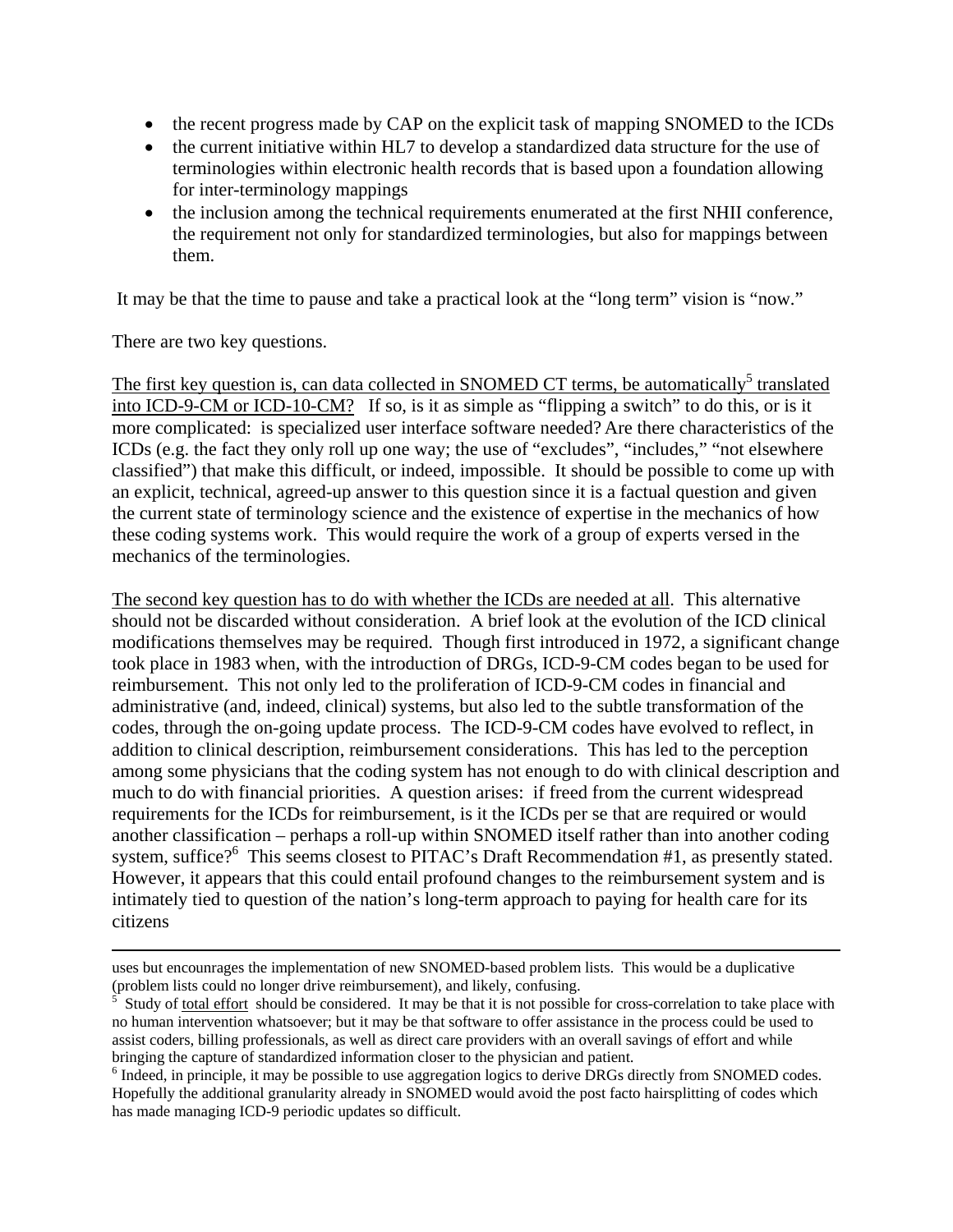- the recent progress made by CAP on the explicit task of mapping SNOMED to the ICDs
- the current initiative within HL7 to develop a standardized data structure for the use of terminologies within electronic health records that is based upon a foundation allowing for inter-terminology mappings
- the inclusion among the technical requirements enumerated at the first NHII conference, the requirement not only for standardized terminologies, but also for mappings between them.

It may be that the time to pause and take a practical look at the "long term" vision is "now."

There are two key questions.

<u>The first key question is, can data collected in SNOMED CT terms, be automatically[5] translated into ICD-9-CM or ICD-10-CM?</u> If so, is it as simple as "flipping a switch" to do this, or is it more complicated: is specialized user interface software needed? Are there characteristics of the ICDs (e.g. the fact they only roll up one way; the use of "excludes", "includes," "not elsewhere classified") that make this difficult, or indeed, impossible. It should be possible to come up with an explicit, technical, agreed-up answer to this question since it is a factual question and given the current state of terminology science and the existence of expertise in the mechanics of how these coding systems work. This would require the work of a group of experts versed in the mechanics of the terminologies.

<u>The second key question has to do with whether the ICDs are needed at all</u>. This alternative should not be discarded without consideration. A brief look at the evolution of the ICD clinical modifications themselves may be required. Though first introduced in 1972, a significant change took place in 1983 when, with the introduction of DRGs, ICD-9-CM codes began to be used for reimbursement. This not only led to the proliferation of ICD-9-CM codes in financial and administrative (and, indeed, clinical) systems, but also led to the subtle transformation of the codes, through the on-going update process. The ICD-9-CM codes have evolved to reflect, in addition to clinical description, reimbursement considerations. This has led to the perception among some physicians that the coding system has not enough to do with clinical description and much to do with financial priorities. A question arises: if freed from the current widespread requirements for the ICDs for reimbursement, is it the ICDs per se that are required or would another classification – perhaps a roll-up within SNOMED itself rather than into another coding system, suffice?[6] This seems closest to PITAC's Draft Recommendation #1, as presently stated. However, it appears that this could entail profound changes to the reimbursement system and is intimately tied to question of the nation's long-term approach to paying for health care for its citizens

---

uses but encounrages the implementation of new SNOMED-based problem lists. This would be a duplicative (problem lists could no longer drive reimbursement), and likely, confusing.

[5] Study of <u>total effort</u> should be considered. It may be that it is not possible for cross-correlation to take place with no human intervention whatsoever; but it may be that software to offer assistance in the process could be used to assist coders, billing professionals, as well as direct care providers with an overall savings of effort and while bringing the capture of standardized information closer to the physician and patient.

[6] Indeed, in principle, it may be possible to use aggregation logics to derive DRGs directly from SNOMED codes. Hopefully the additional granularity already in SNOMED would avoid the post facto hairsplitting of codes which has made managing ICD-9 periodic updates so difficult.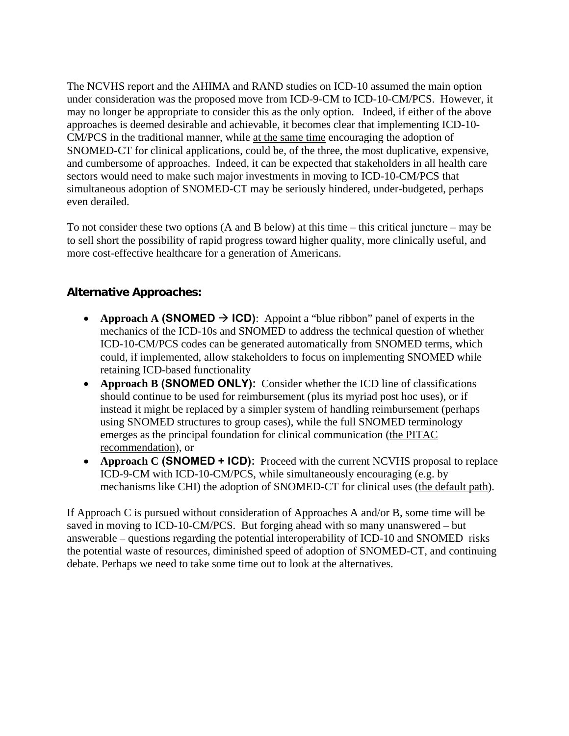The NCVHS report and the AHIMA and RAND studies on ICD-10 assumed the main option under consideration was the proposed move from ICD-9-CM to ICD-10-CM/PCS. However, it may no longer be appropriate to consider this as the only option. Indeed, if either of the above approaches is deemed desirable and achievable, it becomes clear that implementing ICD-10-CM/PCS in the traditional manner, while at the same time encouraging the adoption of SNOMED-CT for clinical applications, could be, of the three, the most duplicative, expensive, and cumbersome of approaches. Indeed, it can be expected that stakeholders in all health care sectors would need to make such major investments in moving to ICD-10-CM/PCS that simultaneous adoption of SNOMED-CT may be seriously hindered, under-budgeted, perhaps even derailed.

To not consider these two options (A and B below) at this time – this critical juncture – may be to sell short the possibility of rapid progress toward higher quality, more clinically useful, and more cost-effective healthcare for a generation of Americans.

### Alternative Approaches:

- **Approach A (SNOMED → ICD)**: Appoint a "blue ribbon" panel of experts in the mechanics of the ICD-10s and SNOMED to address the technical question of whether ICD-10-CM/PCS codes can be generated automatically from SNOMED terms, which could, if implemented, allow stakeholders to focus on implementing SNOMED while retaining ICD-based functionality
- **Approach B (SNOMED ONLY):** Consider whether the ICD line of classifications should continue to be used for reimbursement (plus its myriad post hoc uses), or if instead it might be replaced by a simpler system of handling reimbursement (perhaps using SNOMED structures to group cases), while the full SNOMED terminology emerges as the principal foundation for clinical communication (the PITAC recommendation), or
- **Approach C (SNOMED + ICD):** Proceed with the current NCVHS proposal to replace ICD-9-CM with ICD-10-CM/PCS, while simultaneously encouraging (e.g. by mechanisms like CHI) the adoption of SNOMED-CT for clinical uses (the default path).

If Approach C is pursued without consideration of Approaches A and/or B, some time will be saved in moving to ICD-10-CM/PCS. But forging ahead with so many unanswered – but answerable – questions regarding the potential interoperability of ICD-10 and SNOMED risks the potential waste of resources, diminished speed of adoption of SNOMED-CT, and continuing debate. Perhaps we need to take some time out to look at the alternatives.